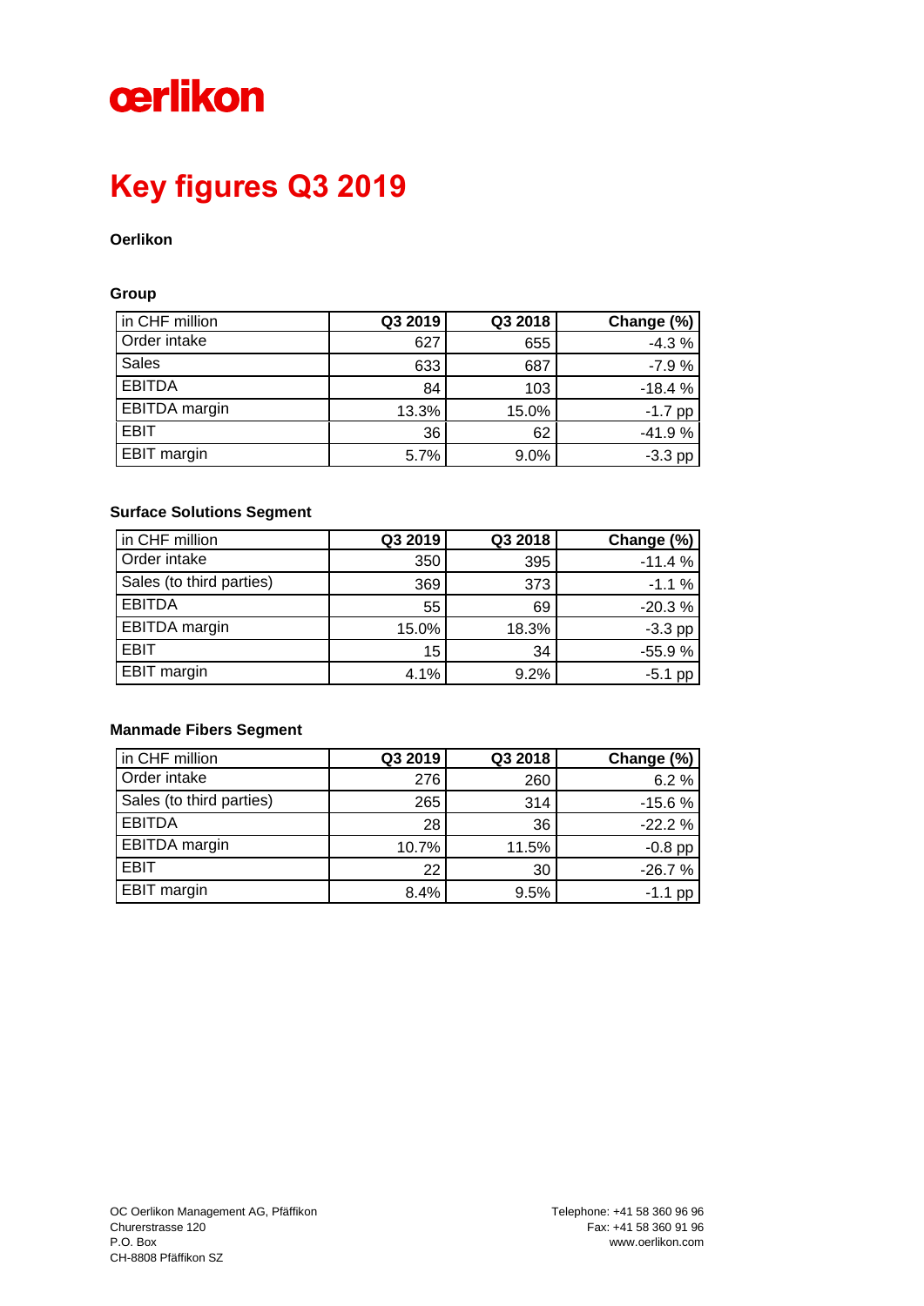oerlikon

# Key figures Q3 2019

**Oerlikon**

**Group**

| in CHF million | Q3 2019 | Q3 2018 | Change (%) |
|---|---|---|---|
| Order intake | 627 | 655 | -4.3 % |
| Sales | 633 | 687 | -7.9 % |
| EBITDA | 84 | 103 | -18.4 % |
| EBITDA margin | 13.3% | 15.0% | -1.7 pp |
| EBIT | 36 | 62 | -41.9 % |
| EBIT margin | 5.7% | 9.0% | -3.3 pp |

**Surface Solutions Segment**

| in CHF million | Q3 2019 | Q3 2018 | Change (%) |
|---|---|---|---|
| Order intake | 350 | 395 | -11.4 % |
| Sales (to third parties) | 369 | 373 | -1.1 % |
| EBITDA | 55 | 69 | -20.3 % |
| EBITDA margin | 15.0% | 18.3% | -3.3 pp |
| EBIT | 15 | 34 | -55.9 % |
| EBIT margin | 4.1% | 9.2% | -5.1 pp |

**Manmade Fibers Segment**

| in CHF million | Q3 2019 | Q3 2018 | Change (%) |
|---|---|---|---|
| Order intake | 276 | 260 | 6.2 % |
| Sales (to third parties) | 265 | 314 | -15.6 % |
| EBITDA | 28 | 36 | -22.2 % |
| EBITDA margin | 10.7% | 11.5% | -0.8 pp |
| EBIT | 22 | 30 | -26.7 % |
| EBIT margin | 8.4% | 9.5% | -1.1 pp |

OC Oerlikon Management AG, Pfäffikon
Churerstrasse 120
P.O. Box
CH-8808 Pfäffikon SZ

Telephone: +41 58 360 96 96
Fax: +41 58 360 91 96
www.oerlikon.com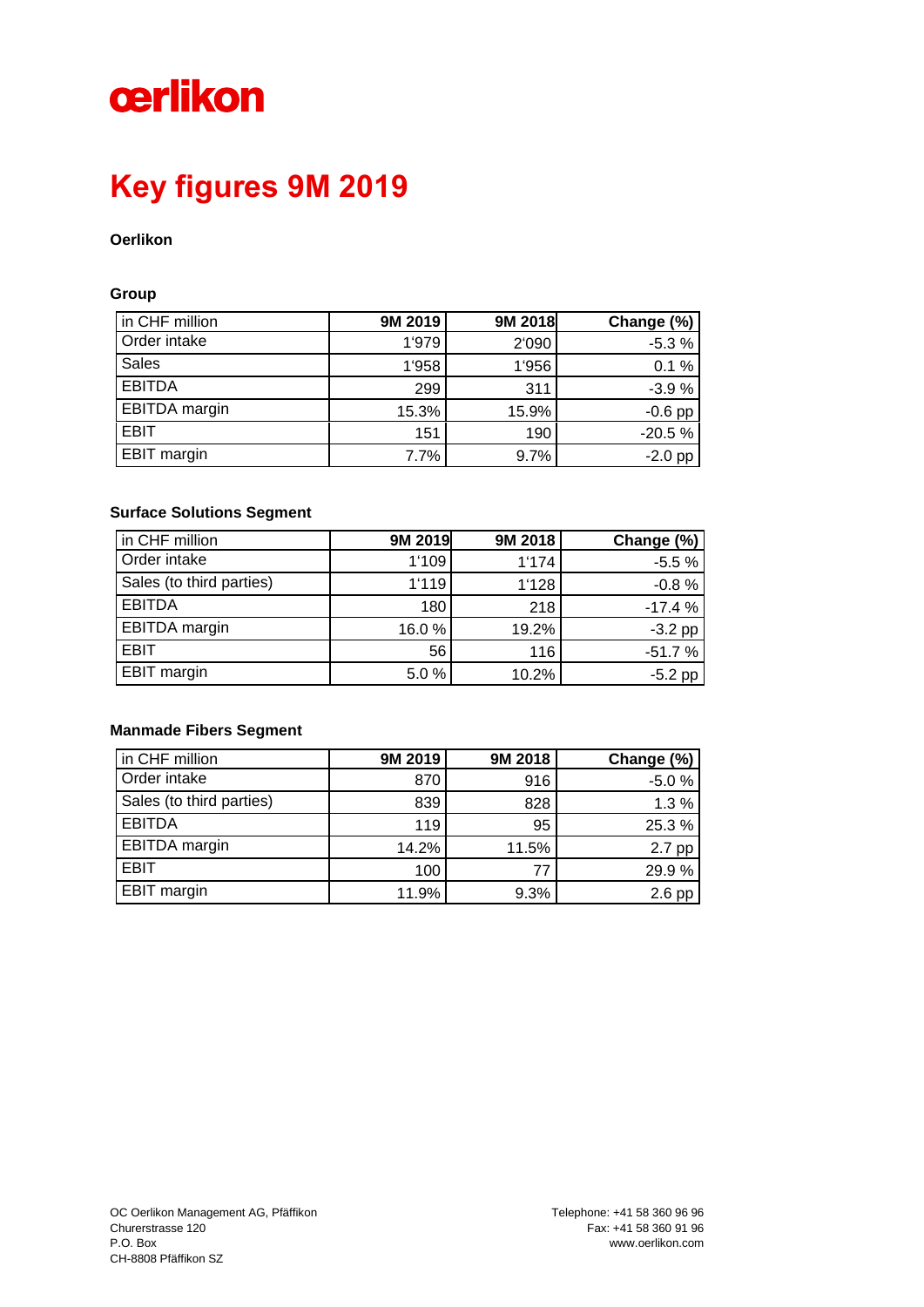oerlikon

# Key figures 9M 2019

**Oerlikon**

## Group

| in CHF million | 9M 2019 | 9M 2018 | Change (%) |
|---|---|---|---|
| Order intake | 1'979 | 2'090 | -5.3 % |
| Sales | 1'958 | 1'956 | 0.1 % |
| EBITDA | 299 | 311 | -3.9 % |
| EBITDA margin | 15.3% | 15.9% | -0.6 pp |
| EBIT | 151 | 190 | -20.5 % |
| EBIT margin | 7.7% | 9.7% | -2.0 pp |

## Surface Solutions Segment

| in CHF million | 9M 2019 | 9M 2018 | Change (%) |
|---|---|---|---|
| Order intake | 1'109 | 1'174 | -5.5 % |
| Sales (to third parties) | 1'119 | 1'128 | -0.8 % |
| EBITDA | 180 | 218 | -17.4 % |
| EBITDA margin | 16.0 % | 19.2% | -3.2 pp |
| EBIT | 56 | 116 | -51.7 % |
| EBIT margin | 5.0 % | 10.2% | -5.2 pp |

## Manmade Fibers Segment

| in CHF million | 9M 2019 | 9M 2018 | Change (%) |
|---|---|---|---|
| Order intake | 870 | 916 | -5.0 % |
| Sales (to third parties) | 839 | 828 | 1.3 % |
| EBITDA | 119 | 95 | 25.3 % |
| EBITDA margin | 14.2% | 11.5% | 2.7 pp |
| EBIT | 100 | 77 | 29.9 % |
| EBIT margin | 11.9% | 9.3% | 2.6 pp |

OC Oerlikon Management AG, Pfäffikon
Churerstrasse 120
P.O. Box
CH-8808 Pfäffikon SZ

Telephone: +41 58 360 96 96
Fax: +41 58 360 91 96
www.oerlikon.com